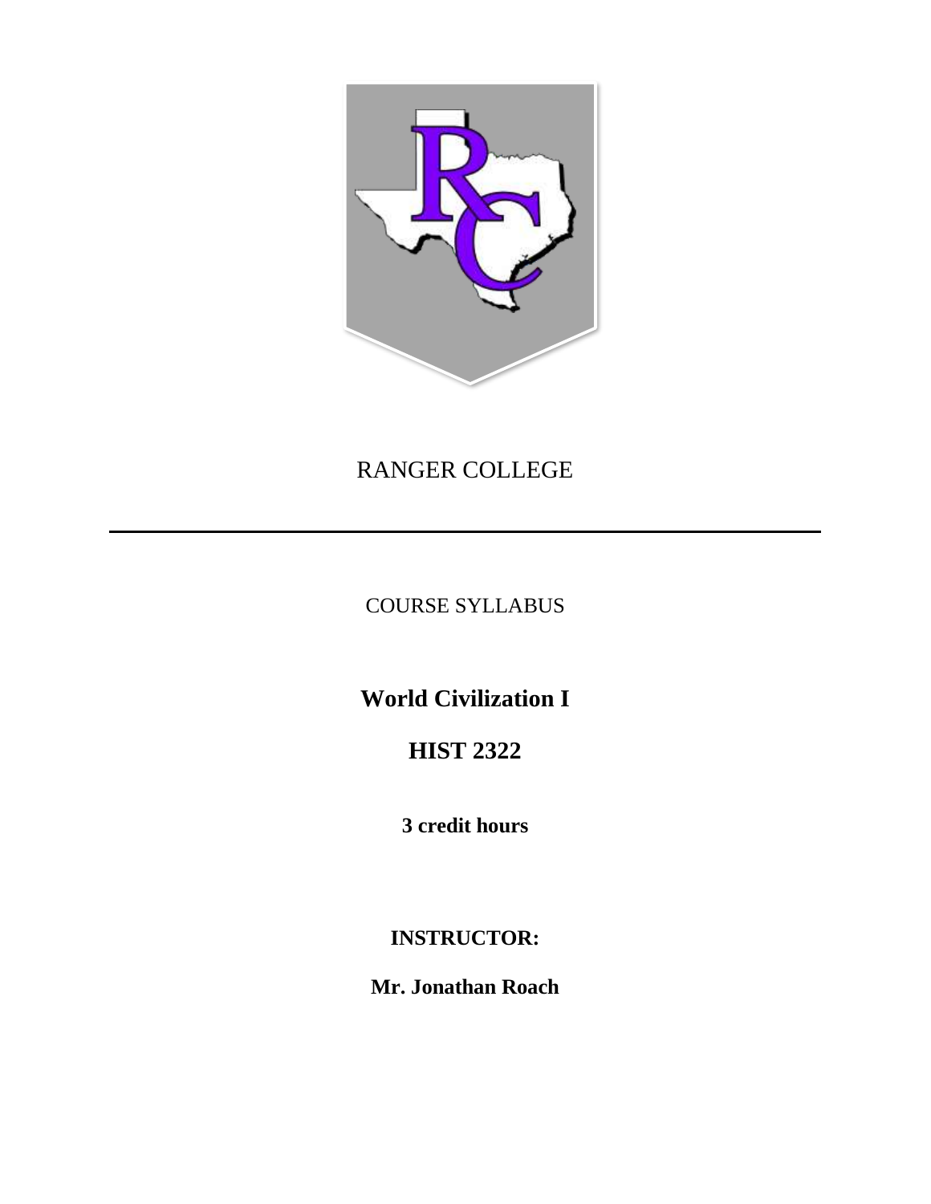RANGER COLLEGE

---

COURSE SYLLABUS

# World Civilization I

# HIST 2322

**3 credit hours**

**INSTRUCTOR:**

**Mr. Jonathan Roach**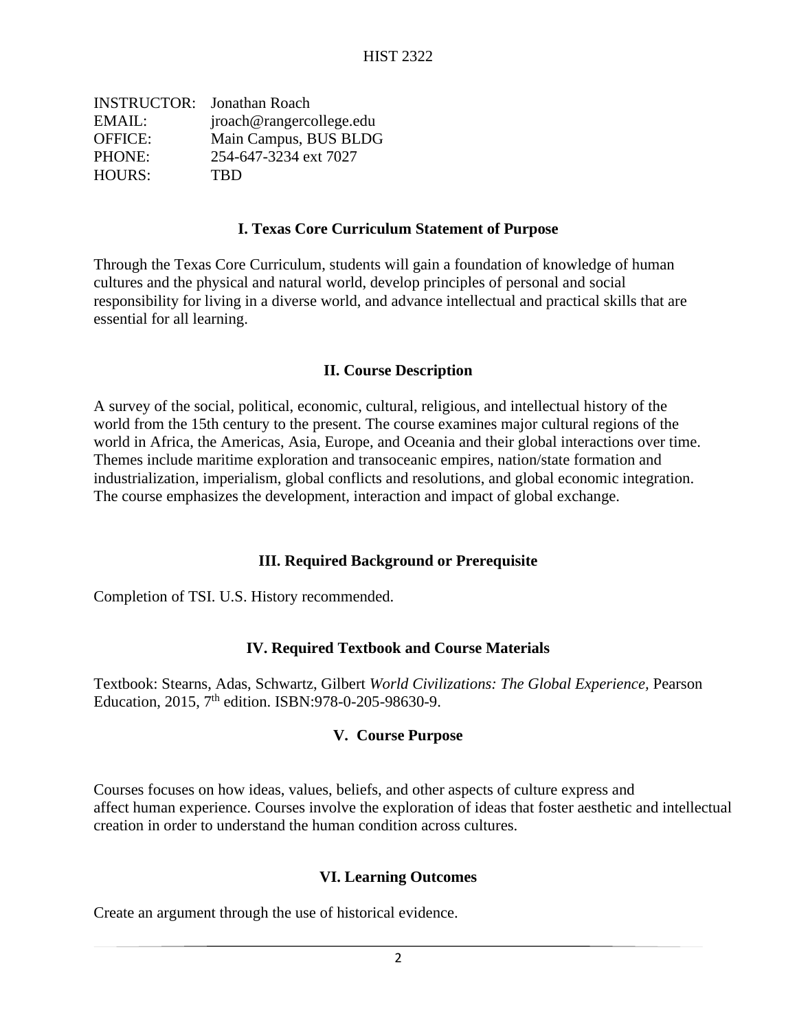# HIST 2322

| | |
|---|---|
| INSTRUCTOR: | Jonathan Roach |
| EMAIL: | jroach@rangercollege.edu |
| OFFICE: | Main Campus, BUS BLDG |
| PHONE: | 254-647-3234 ext 7027 |
| HOURS: | TBD |

## I. Texas Core Curriculum Statement of Purpose

Through the Texas Core Curriculum, students will gain a foundation of knowledge of human cultures and the physical and natural world, develop principles of personal and social responsibility for living in a diverse world, and advance intellectual and practical skills that are essential for all learning.

## II. Course Description

A survey of the social, political, economic, cultural, religious, and intellectual history of the world from the 15th century to the present. The course examines major cultural regions of the world in Africa, the Americas, Asia, Europe, and Oceania and their global interactions over time. Themes include maritime exploration and transoceanic empires, nation/state formation and industrialization, imperialism, global conflicts and resolutions, and global economic integration. The course emphasizes the development, interaction and impact of global exchange.

## III. Required Background or Prerequisite

Completion of TSI. U.S. History recommended.

## IV. Required Textbook and Course Materials

Textbook: Stearns, Adas, Schwartz, Gilbert *World Civilizations: The Global Experience*, Pearson Education, 2015, 7th edition. ISBN:978-0-205-98630-9.

## V. Course Purpose

Courses focuses on how ideas, values, beliefs, and other aspects of culture express and affect human experience. Courses involve the exploration of ideas that foster aesthetic and intellectual creation in order to understand the human condition across cultures.

## VI. Learning Outcomes

Create an argument through the use of historical evidence.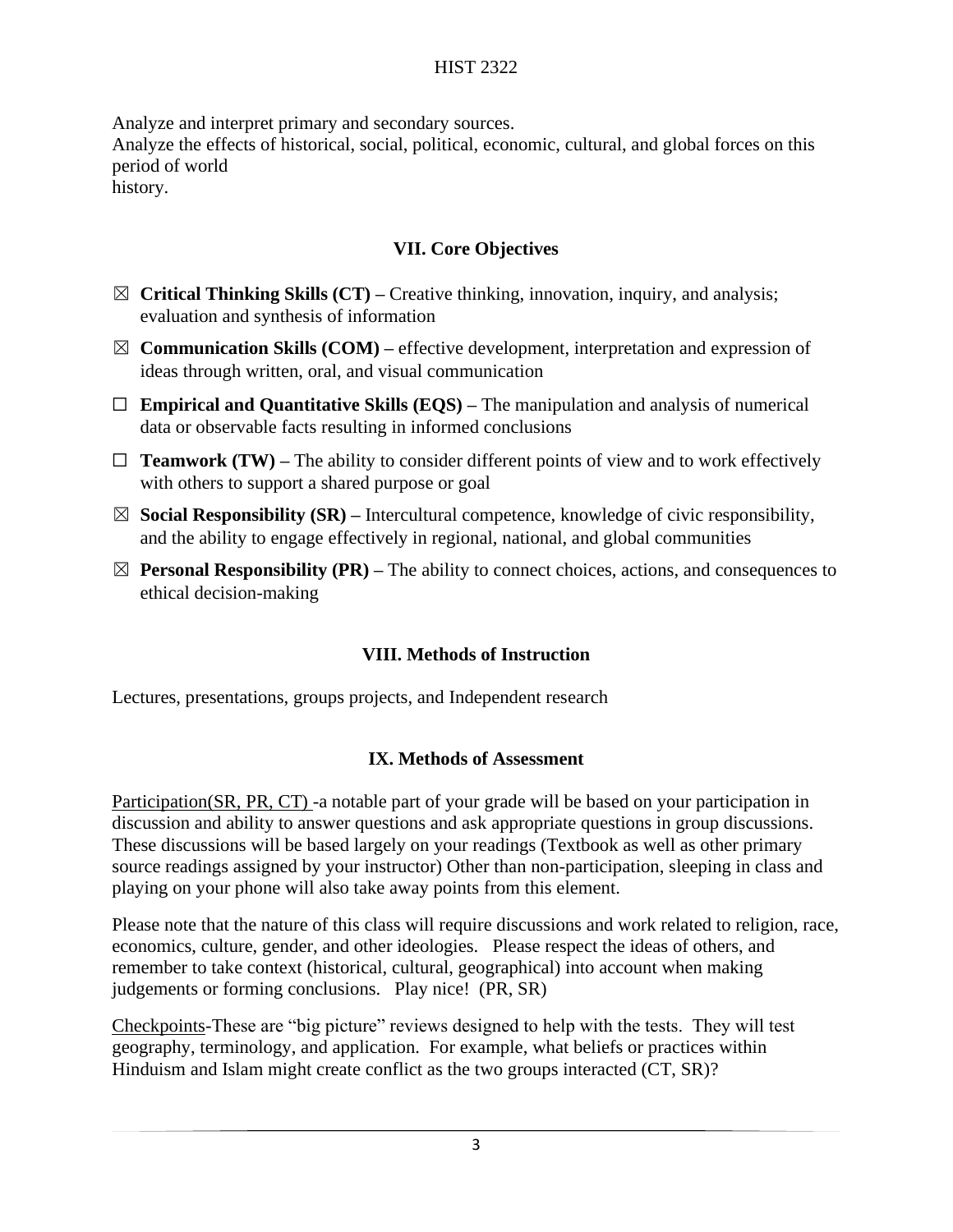Analyze and interpret primary and secondary sources.
Analyze the effects of historical, social, political, economic, cultural, and global forces on this period of world
history.

## VII. Core Objectives

☒ **Critical Thinking Skills (CT) –** Creative thinking, innovation, inquiry, and analysis; evaluation and synthesis of information

☒ **Communication Skills (COM) –** effective development, interpretation and expression of ideas through written, oral, and visual communication

☐ **Empirical and Quantitative Skills (EQS) –** The manipulation and analysis of numerical data or observable facts resulting in informed conclusions

☐ **Teamwork (TW) –** The ability to consider different points of view and to work effectively with others to support a shared purpose or goal

☒ **Social Responsibility (SR) –** Intercultural competence, knowledge of civic responsibility, and the ability to engage effectively in regional, national, and global communities

☒ **Personal Responsibility (PR) –** The ability to connect choices, actions, and consequences to ethical decision-making

## VIII. Methods of Instruction

Lectures, presentations, groups projects, and Independent research

## IX. Methods of Assessment

Participation(SR, PR, CT) -a notable part of your grade will be based on your participation in discussion and ability to answer questions and ask appropriate questions in group discussions. These discussions will be based largely on your readings (Textbook as well as other primary source readings assigned by your instructor) Other than non-participation, sleeping in class and playing on your phone will also take away points from this element.

Please note that the nature of this class will require discussions and work related to religion, race, economics, culture, gender, and other ideologies. Please respect the ideas of others, and remember to take context (historical, cultural, geographical) into account when making judgements or forming conclusions. Play nice! (PR, SR)

Checkpoints-These are "big picture" reviews designed to help with the tests. They will test geography, terminology, and application. For example, what beliefs or practices within Hinduism and Islam might create conflict as the two groups interacted (CT, SR)?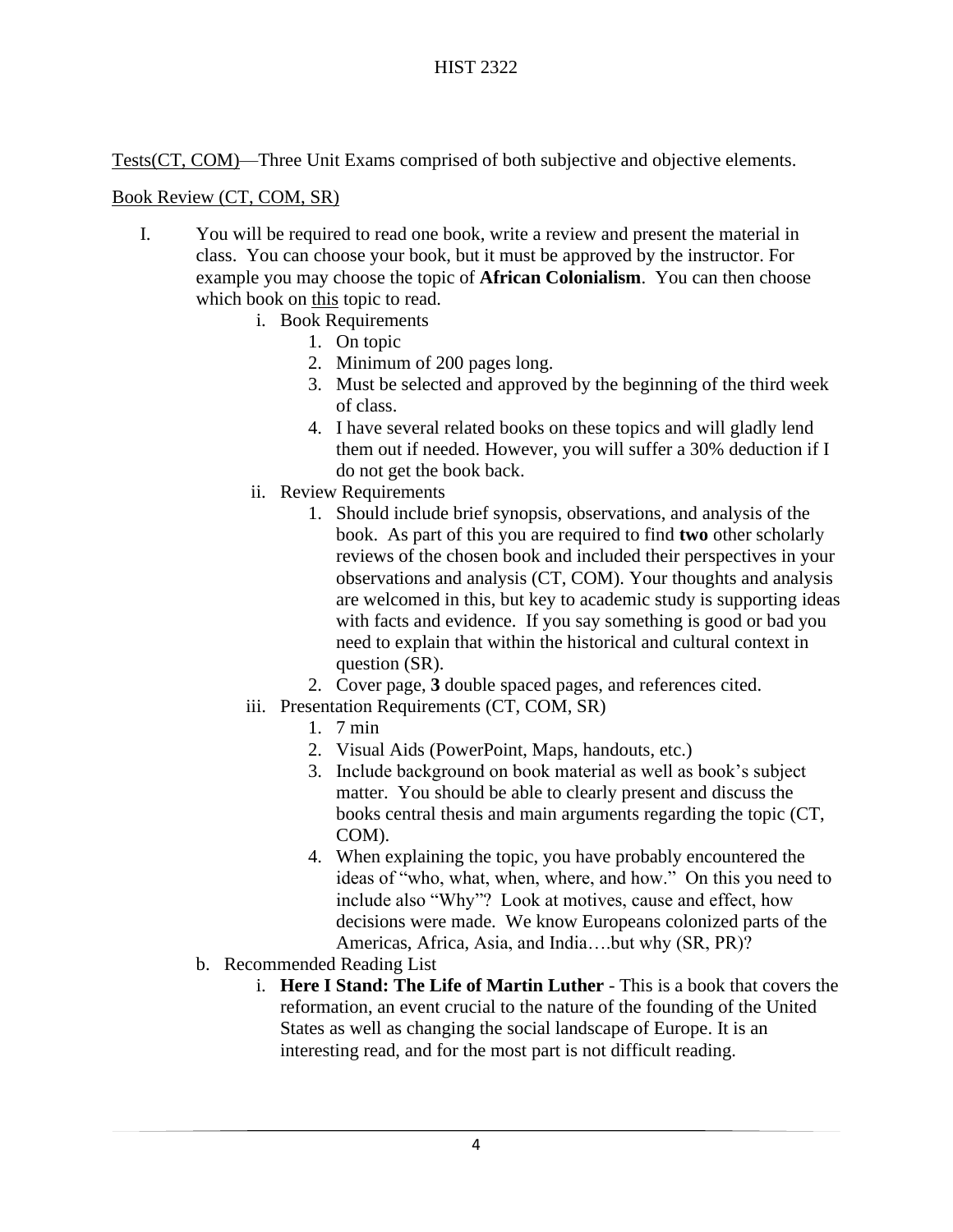<u>Tests(CT, COM)</u>—Three Unit Exams comprised of both subjective and objective elements.

<u>Book Review (CT, COM, SR)</u>

I. You will be required to read one book, write a review and present the material in class. You can choose your book, but it must be approved by the instructor. For example you may choose the topic of **African Colonialism**. You can then choose which book on <u>this</u> topic to read.
   i. Book Requirements
      1. On topic
      2. Minimum of 200 pages long.
      3. Must be selected and approved by the beginning of the third week of class.
      4. I have several related books on these topics and will gladly lend them out if needed. However, you will suffer a 30% deduction if I do not get the book back.
   ii. Review Requirements
      1. Should include brief synopsis, observations, and analysis of the book. As part of this you are required to find **two** other scholarly reviews of the chosen book and included their perspectives in your observations and analysis (CT, COM). Your thoughts and analysis are welcomed in this, but key to academic study is supporting ideas with facts and evidence. If you say something is good or bad you need to explain that within the historical and cultural context in question (SR).
      2. Cover page, **3** double spaced pages, and references cited.
   iii. Presentation Requirements (CT, COM, SR)
      1. 7 min
      2. Visual Aids (PowerPoint, Maps, handouts, etc.)
      3. Include background on book material as well as book's subject matter. You should be able to clearly present and discuss the books central thesis and main arguments regarding the topic (CT, COM).
      4. When explaining the topic, you have probably encountered the ideas of "who, what, when, where, and how." On this you need to include also "Why"? Look at motives, cause and effect, how decisions were made. We know Europeans colonized parts of the Americas, Africa, Asia, and India….but why (SR, PR)?

b. Recommended Reading List
   i. **Here I Stand: The Life of Martin Luther** - This is a book that covers the reformation, an event crucial to the nature of the founding of the United States as well as changing the social landscape of Europe. It is an interesting read, and for the most part is not difficult reading.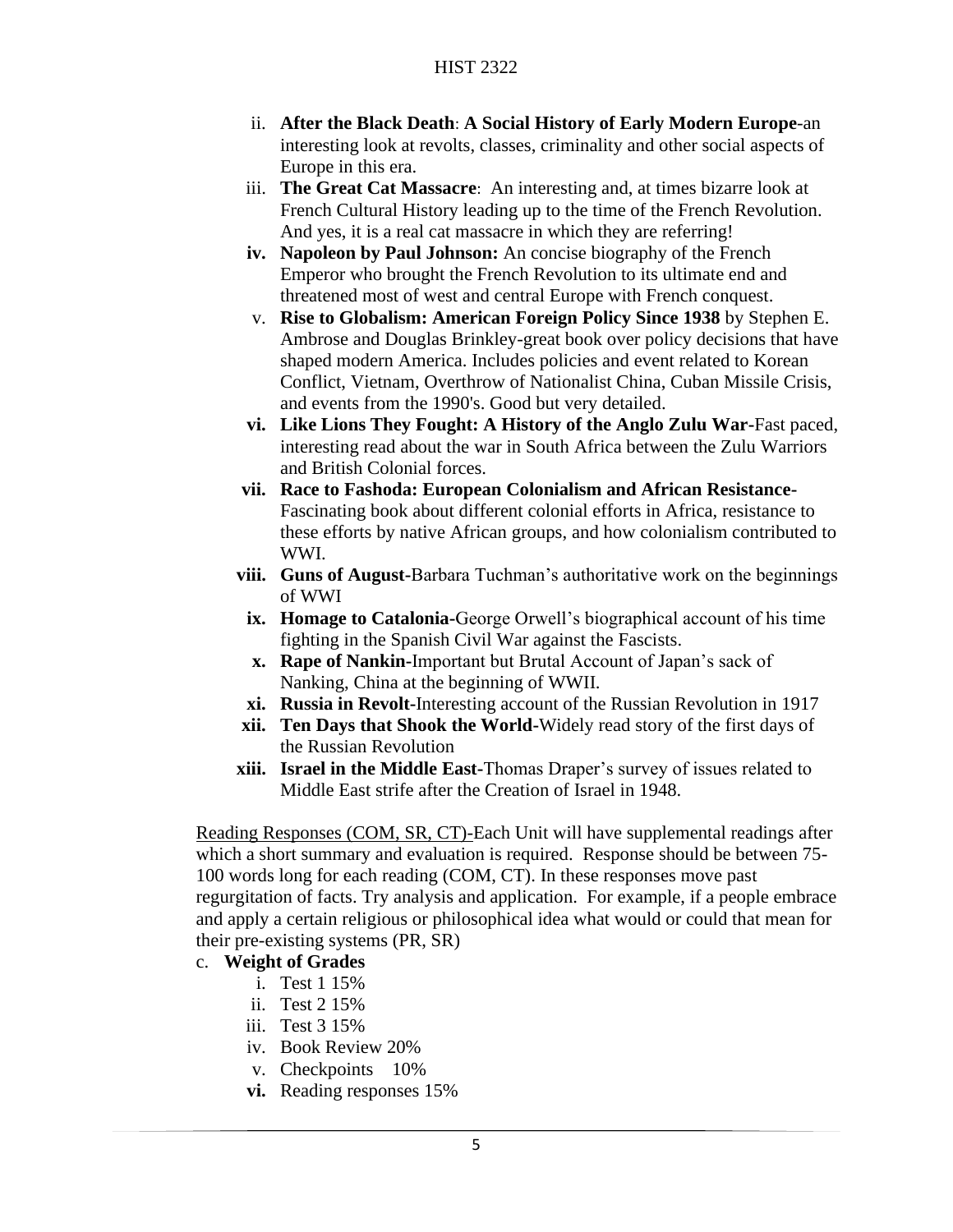ii. **After the Black Death**: **A Social History of Early Modern Europe**-an interesting look at revolts, classes, criminality and other social aspects of Europe in this era.
iii. **The Great Cat Massacre**: An interesting and, at times bizarre look at French Cultural History leading up to the time of the French Revolution. And yes, it is a real cat massacre in which they are referring!
iv. **Napoleon by Paul Johnson:** An concise biography of the French Emperor who brought the French Revolution to its ultimate end and threatened most of west and central Europe with French conquest.
v. **Rise to Globalism: American Foreign Policy Since 1938** by Stephen E. Ambrose and Douglas Brinkley-great book over policy decisions that have shaped modern America. Includes policies and event related to Korean Conflict, Vietnam, Overthrow of Nationalist China, Cuban Missile Crisis, and events from the 1990's. Good but very detailed.
vi. **Like Lions They Fought: A History of the Anglo Zulu War**-Fast paced, interesting read about the war in South Africa between the Zulu Warriors and British Colonial forces.
vii. **Race to Fashoda: European Colonialism and African Resistance**-Fascinating book about different colonial efforts in Africa, resistance to these efforts by native African groups, and how colonialism contributed to WWI.
viii. **Guns of August**-Barbara Tuchman's authoritative work on the beginnings of WWI
ix. **Homage to Catalonia**-George Orwell's biographical account of his time fighting in the Spanish Civil War against the Fascists.
x. **Rape of Nankin**-Important but Brutal Account of Japan's sack of Nanking, China at the beginning of WWII.
xi. **Russia in Revolt**-Interesting account of the Russian Revolution in 1917
xii. **Ten Days that Shook the World**-Widely read story of the first days of the Russian Revolution
xiii. **Israel in the Middle East**-Thomas Draper's survey of issues related to Middle East strife after the Creation of Israel in 1948.

Reading Responses (COM, SR, CT)-Each Unit will have supplemental readings after which a short summary and evaluation is required. Response should be between 75-100 words long for each reading (COM, CT). In these responses move past regurgitation of facts. Try analysis and application. For example, if a people embrace and apply a certain religious or philosophical idea what would or could that mean for their pre-existing systems (PR, SR)

c. **Weight of Grades**
   i. Test 1 15%
   ii. Test 2 15%
   iii. Test 3 15%
   iv. Book Review 20%
   v. Checkpoints 10%
   vi. Reading responses 15%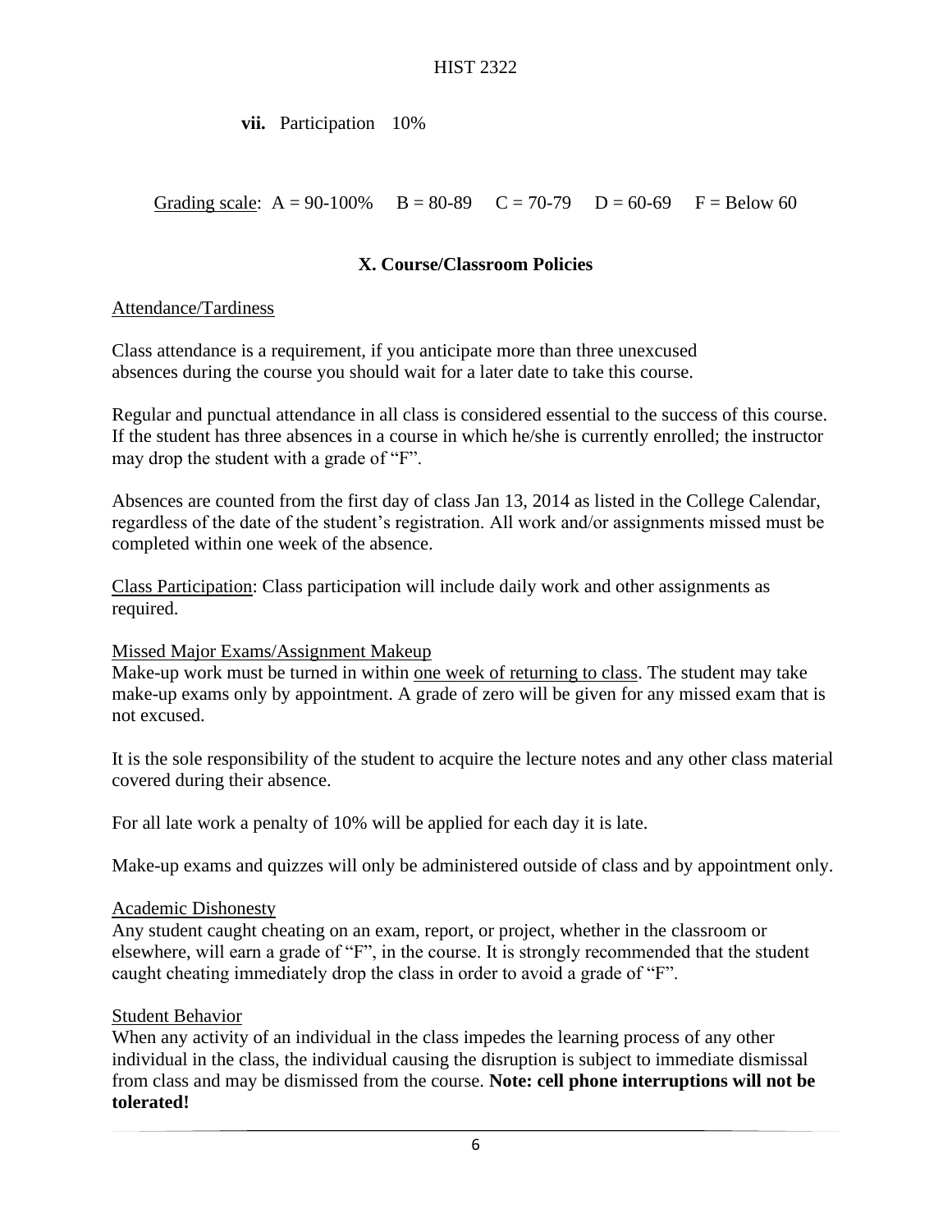**vii.** Participation 10%

Grading scale: A = 90-100% B = 80-89 C = 70-79 D = 60-69 F = Below 60

## X. Course/Classroom Policies

Attendance/Tardiness

Class attendance is a requirement, if you anticipate more than three unexcused absences during the course you should wait for a later date to take this course.

Regular and punctual attendance in all class is considered essential to the success of this course. If the student has three absences in a course in which he/she is currently enrolled; the instructor may drop the student with a grade of "F".

Absences are counted from the first day of class Jan 13, 2014 as listed in the College Calendar, regardless of the date of the student's registration. All work and/or assignments missed must be completed within one week of the absence.

Class Participation: Class participation will include daily work and other assignments as required.

Missed Major Exams/Assignment Makeup

Make-up work must be turned in within one week of returning to class. The student may take make-up exams only by appointment. A grade of zero will be given for any missed exam that is not excused.

It is the sole responsibility of the student to acquire the lecture notes and any other class material covered during their absence.

For all late work a penalty of 10% will be applied for each day it is late.

Make-up exams and quizzes will only be administered outside of class and by appointment only.

Academic Dishonesty

Any student caught cheating on an exam, report, or project, whether in the classroom or elsewhere, will earn a grade of "F", in the course. It is strongly recommended that the student caught cheating immediately drop the class in order to avoid a grade of "F".

Student Behavior

When any activity of an individual in the class impedes the learning process of any other individual in the class, the individual causing the disruption is subject to immediate dismissal from class and may be dismissed from the course. **Note: cell phone interruptions will not be tolerated!**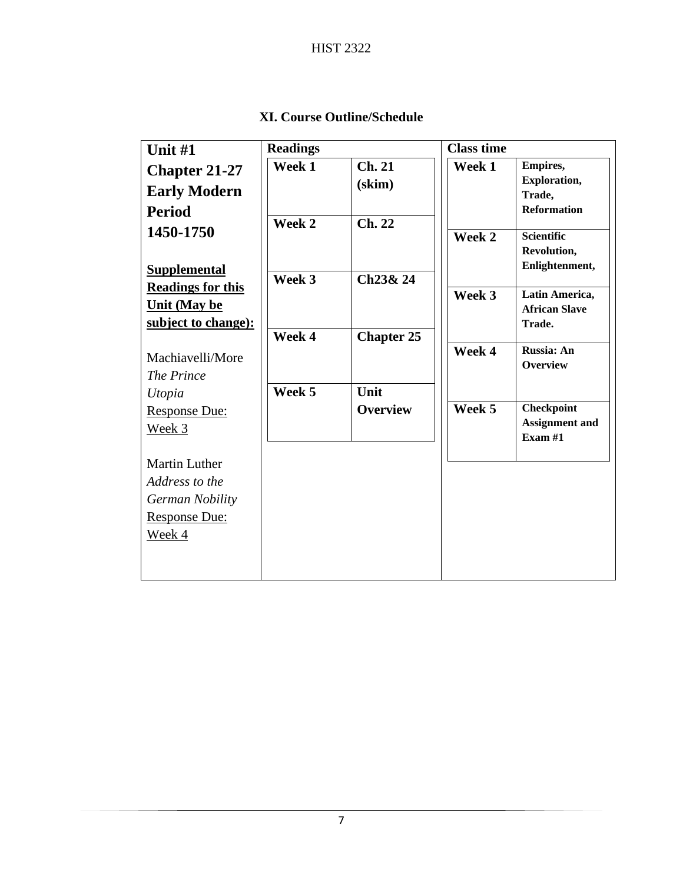### XI. Course Outline/Schedule

| Unit #1 | Readings | | Class time | |
|---|---|---|---|---|
| **Chapter 21-27 Early Modern Period 1450-1750** | **Week 1** | **Ch. 21 (skim)** | **Week 1** | **Empires, Exploration, Trade, Reformation** |
| <u>**Supplemental Readings for this Unit (May be subject to change):**</u> | **Week 2** | **Ch. 22** | **Week 2** | **Scientific Revolution, Enlightenment,** |
| Machiavelli/More *The Prince* *Utopia* <u>Response Due: Week 3</u> | **Week 3** | **Ch23& 24** | **Week 3** | **Latin America, African Slave Trade.** |
| Martin Luther *Address to the German Nobility* <u>Response Due: Week 4</u> | **Week 4** | **Chapter 25** | **Week 4** | **Russia: An Overview** |
| | **Week 5** | **Unit Overview** | **Week 5** | **Checkpoint Assignment and Exam #1** |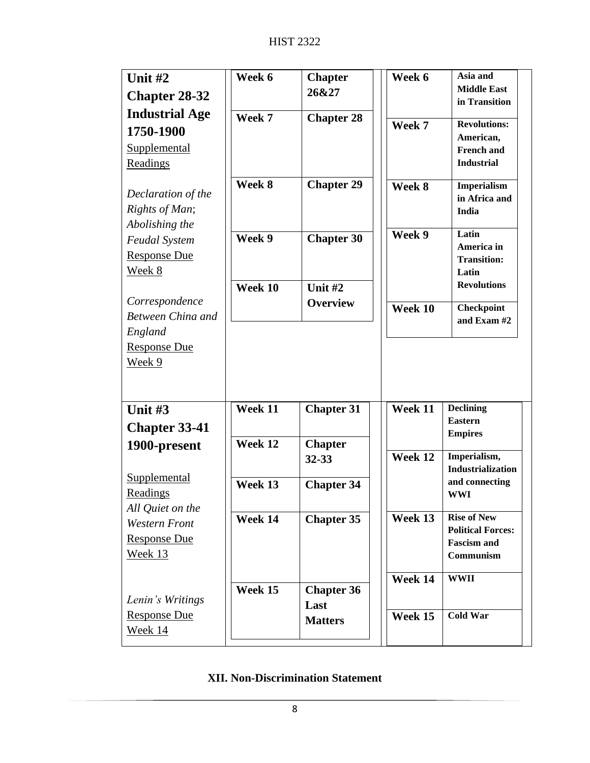| Unit | Week | Chapter | Week | Topic |
|---|---|---|---|---|
| **Unit #2 Chapter 28-32 Industrial Age 1750-1900**<br>Supplemental Readings<br>*Declaration of the Rights of Man*; *Abolishing the Feudal System*<br>Response Due Week 8<br>*Correspondence Between China and England*<br>Response Due Week 9 | **Week 6** | **Chapter 26&27** | **Week 6** | **Asia and Middle East in Transition** |
| | **Week 7** | **Chapter 28** | **Week 7** | **Revolutions: American, French and Industrial** |
| | **Week 8** | **Chapter 29** | **Week 8** | **Imperialism in Africa and India** |
| | **Week 9** | **Chapter 30** | **Week 9** | **Latin America in Transition: Latin Revolutions** |
| | **Week 10** | **Unit #2 Overview** | **Week 10** | **Checkpoint and Exam #2** |
| **Unit #3 Chapter 33-41 1900-present**<br>Supplemental Readings<br>*All Quiet on the Western Front*<br>Response Due Week 13<br>*Lenin's Writings*<br>Response Due Week 14 | **Week 11** | **Chapter 31** | **Week 11** | **Declining Eastern Empires** |
| | **Week 12** | **Chapter 32-33** | **Week 12** | **Imperialism, Industrialization and connecting WWI** |
| | **Week 13** | **Chapter 34** | **Week 13** | **Rise of New Political Forces: Fascism and Communism** |
| | **Week 14** | **Chapter 35** | **Week 14** | **WWII** |
| | **Week 15** | **Chapter 36 Last Matters** | **Week 15** | **Cold War** |

## XII. Non-Discrimination Statement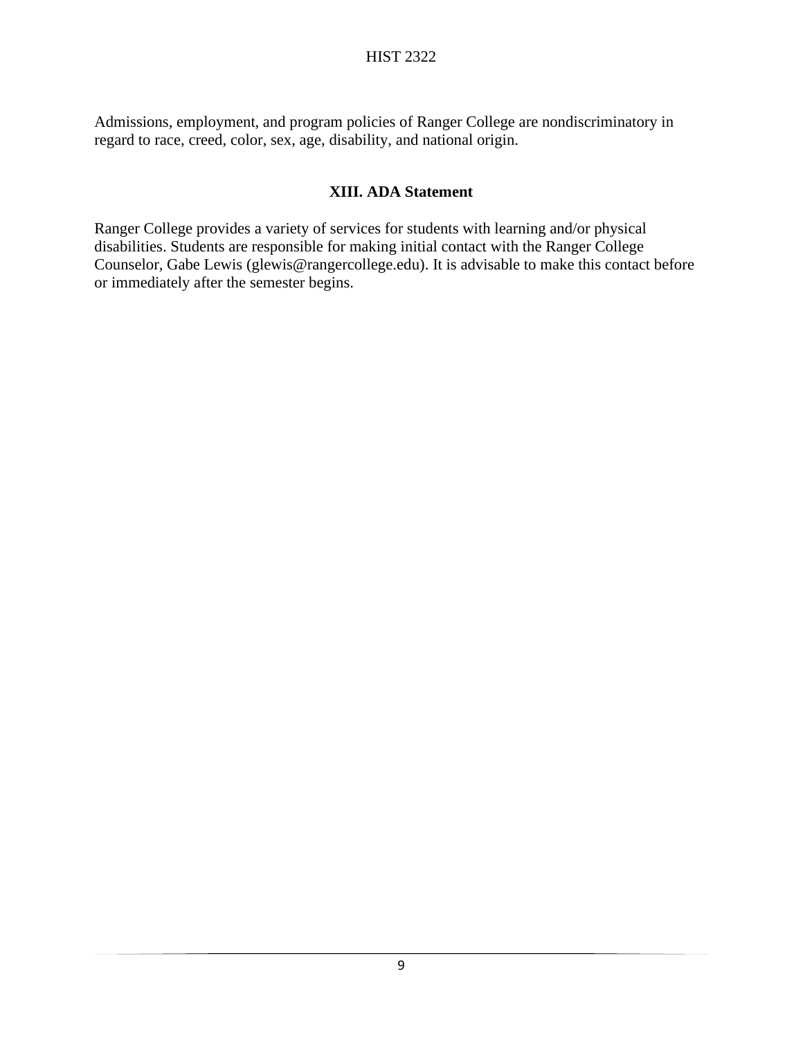Admissions, employment, and program policies of Ranger College are nondiscriminatory in regard to race, creed, color, sex, age, disability, and national origin.

## XIII. ADA Statement

Ranger College provides a variety of services for students with learning and/or physical disabilities. Students are responsible for making initial contact with the Ranger College Counselor, Gabe Lewis (glewis@rangercollege.edu). It is advisable to make this contact before or immediately after the semester begins.